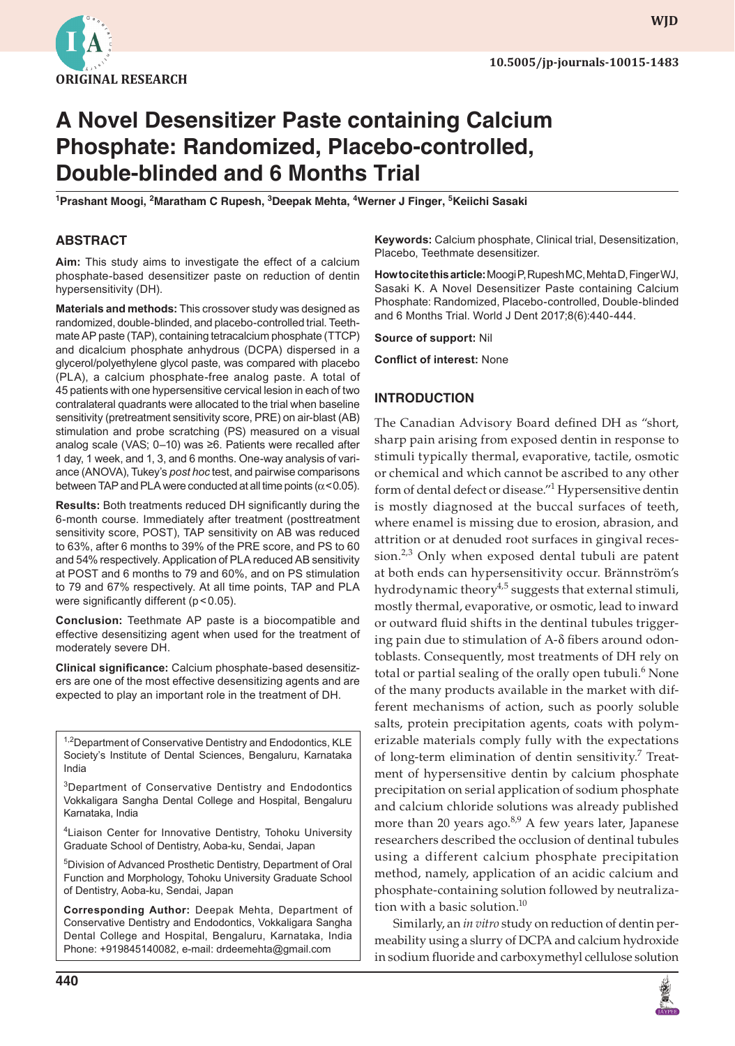ORIGINAL RESEARCH

# A Novel Desensitizer Paste containing Calcium Phosphate: Randomized, Placebo-controlled, Double-blinded and 6 Months Trial

[1]Prashant Moogi, [2]Maratham C Rupesh, [3]Deepak Mehta, [4]Werner J Finger, [5]Keiichi Sasaki

## ABSTRACT

**Aim:** This study aims to investigate the effect of a calcium phosphate-based desensitizer paste on reduction of dentin hypersensitivity (DH).

**Materials and methods:** This crossover study was designed as randomized, double-blinded, and placebo-controlled trial. Teethmate AP paste (TAP), containing tetracalcium phosphate (TTCP) and dicalcium phosphate anhydrous (DCPA) dispersed in a glycerol/polyethylene glycol paste, was compared with placebo (PLA), a calcium phosphate-free analog paste. A total of 45 patients with one hypersensitive cervical lesion in each of two contralateral quadrants were allocated to the trial when baseline sensitivity (pretreatment sensitivity score, PRE) on air-blast (AB) stimulation and probe scratching (PS) measured on a visual analog scale (VAS; 0–10) was ≥6. Patients were recalled after 1 day, 1 week, and 1, 3, and 6 months. One-way analysis of variance (ANOVA), Tukey's *post hoc* test, and pairwise comparisons between TAP and PLA were conducted at all time points ($\alpha < 0.05$).

**Results:** Both treatments reduced DH significantly during the 6-month course. Immediately after treatment (posttreatment sensitivity score, POST), TAP sensitivity on AB was reduced to 63%, after 6 months to 39% of the PRE score, and PS to 60 and 54% respectively. Application of PLA reduced AB sensitivity at POST and 6 months to 79 and 60%, and on PS stimulation to 79 and 67% respectively. At all time points, TAP and PLA were significantly different ($p < 0.05$).

**Conclusion:** Teethmate AP paste is a biocompatible and effective desensitizing agent when used for the treatment of moderately severe DH.

**Clinical significance:** Calcium phosphate-based desensitizers are one of the most effective desensitizing agents and are expected to play an important role in the treatment of DH.

**Keywords:** Calcium phosphate, Clinical trial, Desensitization, Placebo, Teethmate desensitizer.

**How to cite this article:** Moogi P, Rupesh MC, Mehta D, Finger WJ, Sasaki K. A Novel Desensitizer Paste containing Calcium Phosphate: Randomized, Placebo-controlled, Double-blinded and 6 Months Trial. World J Dent 2017;8(6):440-444.

**Source of support:** Nil

**Conflict of interest:** None

[1,2]Department of Conservative Dentistry and Endodontics, KLE Society's Institute of Dental Sciences, Bengaluru, Karnataka India

[3]Department of Conservative Dentistry and Endodontics Vokkaligara Sangha Dental College and Hospital, Bengaluru Karnataka, India

[4]Liaison Center for Innovative Dentistry, Tohoku University Graduate School of Dentistry, Aoba-ku, Sendai, Japan

[5]Division of Advanced Prosthetic Dentistry, Department of Oral Function and Morphology, Tohoku University Graduate School of Dentistry, Aoba-ku, Sendai, Japan

**Corresponding Author:** Deepak Mehta, Department of Conservative Dentistry and Endodontics, Vokkaligara Sangha Dental College and Hospital, Bengaluru, Karnataka, India Phone: +919845140082, e-mail: drdeemehta@gmail.com

## INTRODUCTION

The Canadian Advisory Board defined DH as "short, sharp pain arising from exposed dentin in response to stimuli typically thermal, evaporative, tactile, osmotic or chemical and which cannot be ascribed to any other form of dental defect or disease."[1] Hypersensitive dentin is mostly diagnosed at the buccal surfaces of teeth, where enamel is missing due to erosion, abrasion, and attrition or at denuded root surfaces in gingival recession.[2,3] Only when exposed dental tubuli are patent at both ends can hypersensitivity occur. Brännström's hydrodynamic theory[4,5] suggests that external stimuli, mostly thermal, evaporative, or osmotic, lead to inward or outward fluid shifts in the dentinal tubules triggering pain due to stimulation of A-δ fibers around odontoblasts. Consequently, most treatments of DH rely on total or partial sealing of the orally open tubuli.[6] None of the many products available in the market with different mechanisms of action, such as poorly soluble salts, protein precipitation agents, coats with polymerizable materials comply fully with the expectations of long-term elimination of dentin sensitivity.[7] Treatment of hypersensitive dentin by calcium phosphate precipitation on serial application of sodium phosphate and calcium chloride solutions was already published more than 20 years ago.[8,9] A few years later, Japanese researchers described the occlusion of dentinal tubules using a different calcium phosphate precipitation method, namely, application of an acidic calcium and phosphate-containing solution followed by neutralization with a basic solution.[10]

Similarly, an *in vitro* study on reduction of dentin permeability using a slurry of DCPA and calcium hydroxide in sodium fluoride and carboxymethyl cellulose solution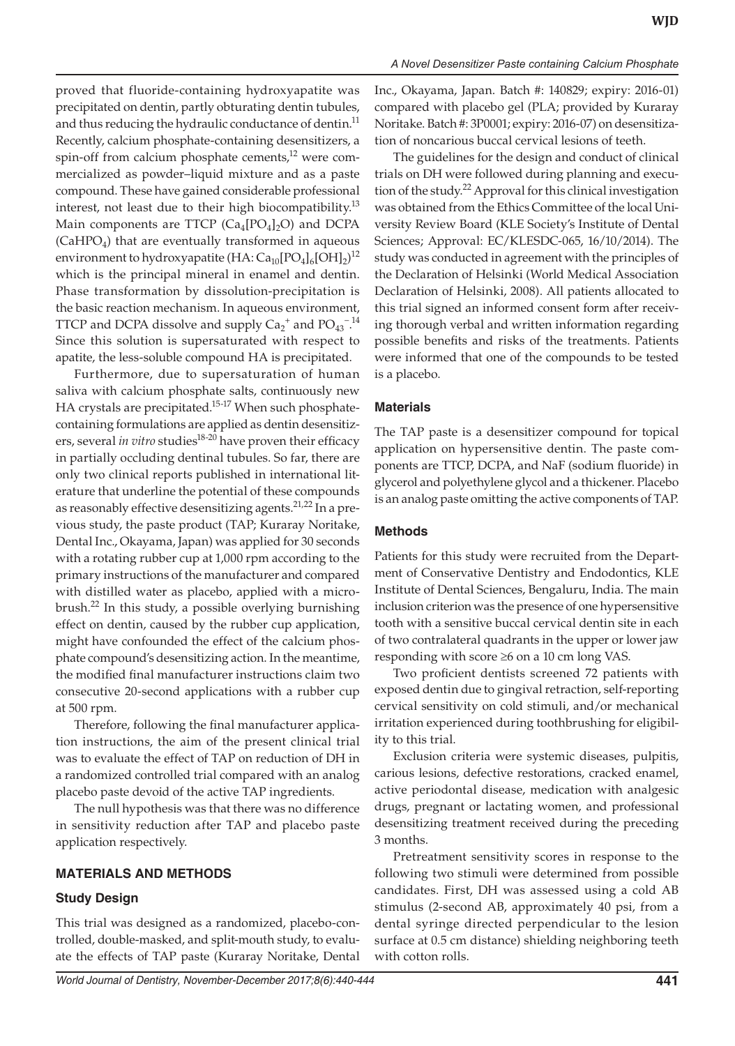proved that fluoride-containing hydroxyapatite was precipitated on dentin, partly obturating dentin tubules, and thus reducing the hydraulic conductance of dentin.[11] Recently, calcium phosphate-containing desensitizers, a spin-off from calcium phosphate cements,[12] were commercialized as powder–liquid mixture and as a paste compound. These have gained considerable professional interest, not least due to their high biocompatibility.[13] Main components are TTCP ($Ca_4[PO_4]_2O$) and DCPA ($CaHPO_4$) that are eventually transformed in aqueous environment to hydroxyapatite (HA: $Ca_{10}[PO_4]_6[OH]_2$)[12] which is the principal mineral in enamel and dentin. Phase transformation by dissolution-precipitation is the basic reaction mechanism. In aqueous environment, TTCP and DCPA dissolve and supply $Ca_2^+$ and $PO_{43}^-$.[14] Since this solution is supersaturated with respect to apatite, the less-soluble compound HA is precipitated.

Furthermore, due to supersaturation of human saliva with calcium phosphate salts, continuously new HA crystals are precipitated.[15-17] When such phosphate-containing formulations are applied as dentin desensitizers, several *in vitro* studies[18-20] have proven their efficacy in partially occluding dentinal tubules. So far, there are only two clinical reports published in international literature that underline the potential of these compounds as reasonably effective desensitizing agents.[21,22] In a previous study, the paste product (TAP; Kuraray Noritake, Dental Inc., Okayama, Japan) was applied for 30 seconds with a rotating rubber cup at 1,000 rpm according to the primary instructions of the manufacturer and compared with distilled water as placebo, applied with a microbrush.[22] In this study, a possible overlying burnishing effect on dentin, caused by the rubber cup application, might have confounded the effect of the calcium phosphate compound's desensitizing action. In the meantime, the modified final manufacturer instructions claim two consecutive 20-second applications with a rubber cup at 500 rpm.

Therefore, following the final manufacturer application instructions, the aim of the present clinical trial was to evaluate the effect of TAP on reduction of DH in a randomized controlled trial compared with an analog placebo paste devoid of the active TAP ingredients.

The null hypothesis was that there was no difference in sensitivity reduction after TAP and placebo paste application respectively.

## MATERIALS AND METHODS

### Study Design

This trial was designed as a randomized, placebo-controlled, double-masked, and split-mouth study, to evaluate the effects of TAP paste (Kuraray Noritake, Dental Inc., Okayama, Japan. Batch #: 140829; expiry: 2016-01) compared with placebo gel (PLA; provided by Kuraray Noritake. Batch #: 3P0001; expiry: 2016-07) on desensitization of noncarious buccal cervical lesions of teeth.

The guidelines for the design and conduct of clinical trials on DH were followed during planning and execution of the study.[22] Approval for this clinical investigation was obtained from the Ethics Committee of the local University Review Board (KLE Society's Institute of Dental Sciences; Approval: EC/KLESDC-065, 16/10/2014). The study was conducted in agreement with the principles of the Declaration of Helsinki (World Medical Association Declaration of Helsinki, 2008). All patients allocated to this trial signed an informed consent form after receiving thorough verbal and written information regarding possible benefits and risks of the treatments. Patients were informed that one of the compounds to be tested is a placebo.

### Materials

The TAP paste is a desensitizer compound for topical application on hypersensitive dentin. The paste components are TTCP, DCPA, and NaF (sodium fluoride) in glycerol and polyethylene glycol and a thickener. Placebo is an analog paste omitting the active components of TAP.

### Methods

Patients for this study were recruited from the Department of Conservative Dentistry and Endodontics, KLE Institute of Dental Sciences, Bengaluru, India. The main inclusion criterion was the presence of one hypersensitive tooth with a sensitive buccal cervical dentin site in each of two contralateral quadrants in the upper or lower jaw responding with score ≥6 on a 10 cm long VAS.

Two proficient dentists screened 72 patients with exposed dentin due to gingival retraction, self-reporting cervical sensitivity on cold stimuli, and/or mechanical irritation experienced during toothbrushing for eligibility to this trial.

Exclusion criteria were systemic diseases, pulpitis, carious lesions, defective restorations, cracked enamel, active periodontal disease, medication with analgesic drugs, pregnant or lactating women, and professional desensitizing treatment received during the preceding 3 months.

Pretreatment sensitivity scores in response to the following two stimuli were determined from possible candidates. First, DH was assessed using a cold AB stimulus (2-second AB, approximately 40 psi, from a dental syringe directed perpendicular to the lesion surface at 0.5 cm distance) shielding neighboring teeth with cotton rolls.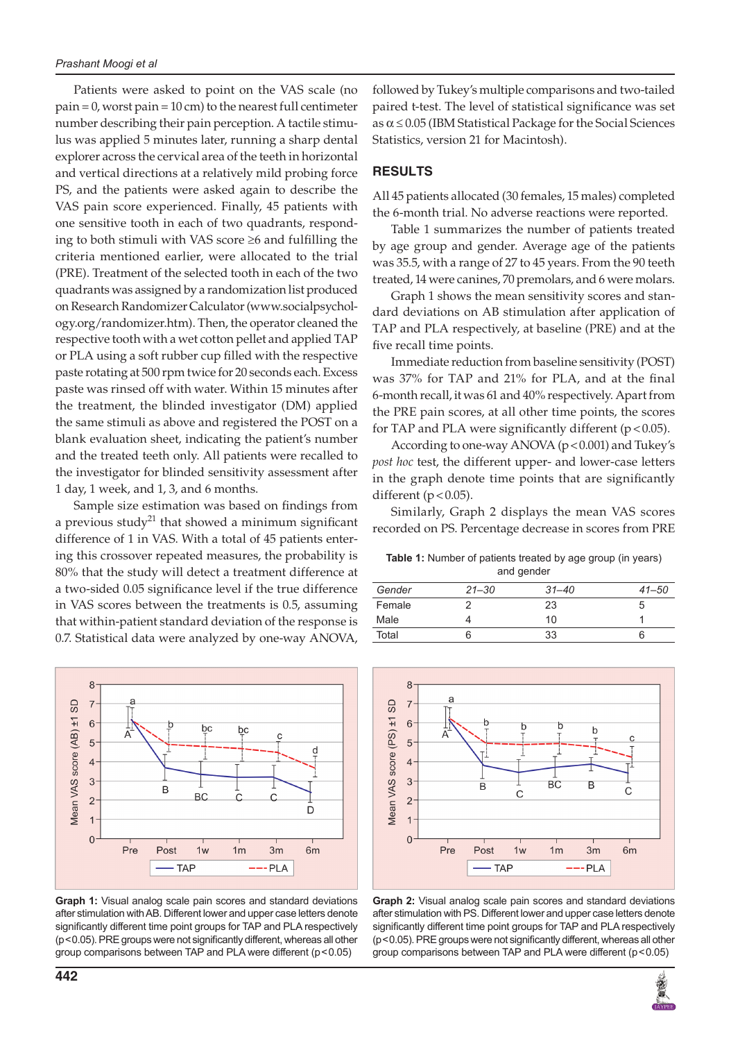Patients were asked to point on the VAS scale (no pain = 0, worst pain = 10 cm) to the nearest full centimeter number describing their pain perception. A tactile stimulus was applied 5 minutes later, running a sharp dental explorer across the cervical area of the teeth in horizontal and vertical directions at a relatively mild probing force PS, and the patients were asked again to describe the VAS pain score experienced. Finally, 45 patients with one sensitive tooth in each of two quadrants, responding to both stimuli with VAS score ≥6 and fulfilling the criteria mentioned earlier, were allocated to the trial (PRE). Treatment of the selected tooth in each of the two quadrants was assigned by a randomization list produced on Research Randomizer Calculator (www.socialpsychology.org/randomizer.htm). Then, the operator cleaned the respective tooth with a wet cotton pellet and applied TAP or PLA using a soft rubber cup filled with the respective paste rotating at 500 rpm twice for 20 seconds each. Excess paste was rinsed off with water. Within 15 minutes after the treatment, the blinded investigator (DM) applied the same stimuli as above and registered the POST on a blank evaluation sheet, indicating the patient's number and the treated teeth only. All patients were recalled to the investigator for blinded sensitivity assessment after 1 day, 1 week, and 1, 3, and 6 months.

Sample size estimation was based on findings from a previous study[21] that showed a minimum significant difference of 1 in VAS. With a total of 45 patients entering this crossover repeated measures, the probability is 80% that the study will detect a treatment difference at a two-sided 0.05 significance level if the true difference in VAS scores between the treatments is 0.5, assuming that within-patient standard deviation of the response is 0.7. Statistical data were analyzed by one-way ANOVA, followed by Tukey's multiple comparisons and two-tailed paired t-test. The level of statistical significance was set as $\alpha \leq 0.05$ (IBM Statistical Package for the Social Sciences Statistics, version 21 for Macintosh).

## RESULTS

All 45 patients allocated (30 females, 15 males) completed the 6-month trial. No adverse reactions were reported.

Table 1 summarizes the number of patients treated by age group and gender. Average age of the patients was 35.5, with a range of 27 to 45 years. From the 90 teeth treated, 14 were canines, 70 premolars, and 6 were molars.

Graph 1 shows the mean sensitivity scores and standard deviations on AB stimulation after application of TAP and PLA respectively, at baseline (PRE) and at the five recall time points.

Immediate reduction from baseline sensitivity (POST) was 37% for TAP and 21% for PLA, and at the final 6-month recall, it was 61 and 40% respectively. Apart from the PRE pain scores, at all other time points, the scores for TAP and PLA were significantly different ($p < 0.05$).

According to one-way ANOVA ($p < 0.001$) and Tukey's *post hoc* test, the different upper- and lower-case letters in the graph denote time points that are significantly different ($p < 0.05$).

Similarly, Graph 2 displays the mean VAS scores recorded on PS. Percentage decrease in scores from PRE

**Table 1:** Number of patients treated by age group (in years) and gender

| *Gender* | *21–30* | *31–40* | *41–50* |
|---|---|---|---|
| Female | 2 | 23 | 5 |
| Male | 4 | 10 | 1 |
| Total | 6 | 33 | 6 |

**Graph 1:** Visual analog scale pain scores and standard deviations after stimulation with AB. Different lower and upper case letters denote significantly different time point groups for TAP and PLA respectively ($p < 0.05$). PRE groups were not significantly different, whereas all other group comparisons between TAP and PLA were different ($p < 0.05$)

**Graph 2:** Visual analog scale pain scores and standard deviations after stimulation with PS. Different lower and upper case letters denote significantly different time point groups for TAP and PLA respectively ($p < 0.05$). PRE groups were not significantly different, whereas all other group comparisons between TAP and PLA were different ($p < 0.05$)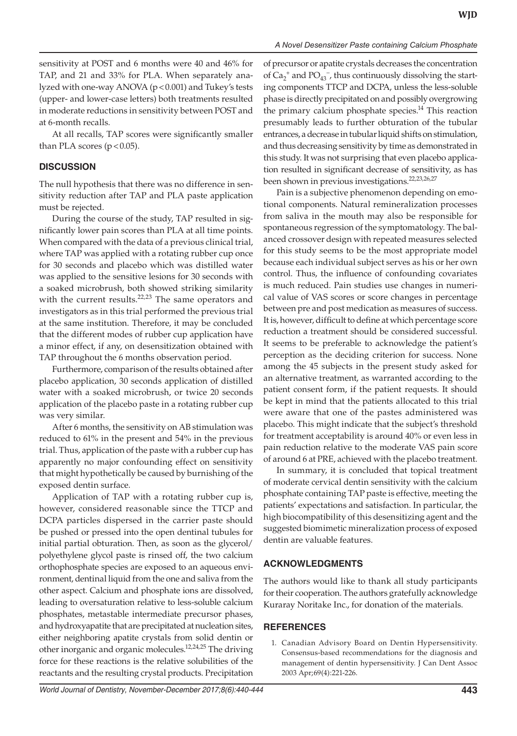sensitivity at POST and 6 months were 40 and 46% for TAP, and 21 and 33% for PLA. When separately analyzed with one-way ANOVA ($p < 0.001$) and Tukey's tests (upper- and lower-case letters) both treatments resulted in moderate reductions in sensitivity between POST and at 6-month recalls.

At all recalls, TAP scores were significantly smaller than PLA scores ($p < 0.05$).

## DISCUSSION

The null hypothesis that there was no difference in sensitivity reduction after TAP and PLA paste application must be rejected.

During the course of the study, TAP resulted in significantly lower pain scores than PLA at all time points. When compared with the data of a previous clinical trial, where TAP was applied with a rotating rubber cup once for 30 seconds and placebo which was distilled water was applied to the sensitive lesions for 30 seconds with a soaked microbrush, both showed striking similarity with the current results.[22,23] The same operators and investigators as in this trial performed the previous trial at the same institution. Therefore, it may be concluded that the different modes of rubber cup application have a minor effect, if any, on desensitization obtained with TAP throughout the 6 months observation period.

Furthermore, comparison of the results obtained after placebo application, 30 seconds application of distilled water with a soaked microbrush, or twice 20 seconds application of the placebo paste in a rotating rubber cup was very similar.

After 6 months, the sensitivity on AB stimulation was reduced to 61% in the present and 54% in the previous trial. Thus, application of the paste with a rubber cup has apparently no major confounding effect on sensitivity that might hypothetically be caused by burnishing of the exposed dentin surface.

Application of TAP with a rotating rubber cup is, however, considered reasonable since the TTCP and DCPA particles dispersed in the carrier paste should be pushed or pressed into the open dentinal tubules for initial partial obturation. Then, as soon as the glycerol/polyethylene glycol paste is rinsed off, the two calcium orthophosphate species are exposed to an aqueous environment, dentinal liquid from the one and saliva from the other aspect. Calcium and phosphate ions are dissolved, leading to oversaturation relative to less-soluble calcium phosphates, metastable intermediate precursor phases, and hydroxyapatite that are precipitated at nucleation sites, either neighboring apatite crystals from solid dentin or other inorganic and organic molecules.[12,24,25] The driving force for these reactions is the relative solubilities of the reactants and the resulting crystal products. Precipitation of precursor or apatite crystals decreases the concentration of $Ca_2^+$ and $PO_{43}^-$, thus continuously dissolving the starting components TTCP and DCPA, unless the less-soluble phase is directly precipitated on and possibly overgrowing the primary calcium phosphate species.[14] This reaction presumably leads to further obturation of the tubular entrances, a decrease in tubular liquid shifts on stimulation, and thus decreasing sensitivity by time as demonstrated in this study. It was not surprising that even placebo application resulted in significant decrease of sensitivity, as has been shown in previous investigations.[22,23,26,27]

Pain is a subjective phenomenon depending on emotional components. Natural remineralization processes from saliva in the mouth may also be responsible for spontaneous regression of the symptomatology. The balanced crossover design with repeated measures selected for this study seems to be the most appropriate model because each individual subject serves as his or her own control. Thus, the influence of confounding covariates is much reduced. Pain studies use changes in numerical value of VAS scores or score changes in percentage between pre and post medication as measures of success. It is, however, difficult to define at which percentage score reduction a treatment should be considered successful. It seems to be preferable to acknowledge the patient's perception as the deciding criterion for success. None among the 45 subjects in the present study asked for an alternative treatment, as warranted according to the patient consent form, if the patient requests. It should be kept in mind that the patients allocated to this trial were aware that one of the pastes administered was placebo. This might indicate that the subject's threshold for treatment acceptability is around 40% or even less in pain reduction relative to the moderate VAS pain score of around 6 at PRE, achieved with the placebo treatment.

In summary, it is concluded that topical treatment of moderate cervical dentin sensitivity with the calcium phosphate containing TAP paste is effective, meeting the patients' expectations and satisfaction. In particular, the high biocompatibility of this desensitizing agent and the suggested biomimetic mineralization process of exposed dentin are valuable features.

## ACKNOWLEDGMENTS

The authors would like to thank all study participants for their cooperation. The authors gratefully acknowledge Kuraray Noritake Inc., for donation of the materials.

## REFERENCES

1. Canadian Advisory Board on Dentin Hypersensitivity. Consensus-based recommendations for the diagnosis and management of dentin hypersensitivity. J Can Dent Assoc 2003 Apr;69(4):221-226.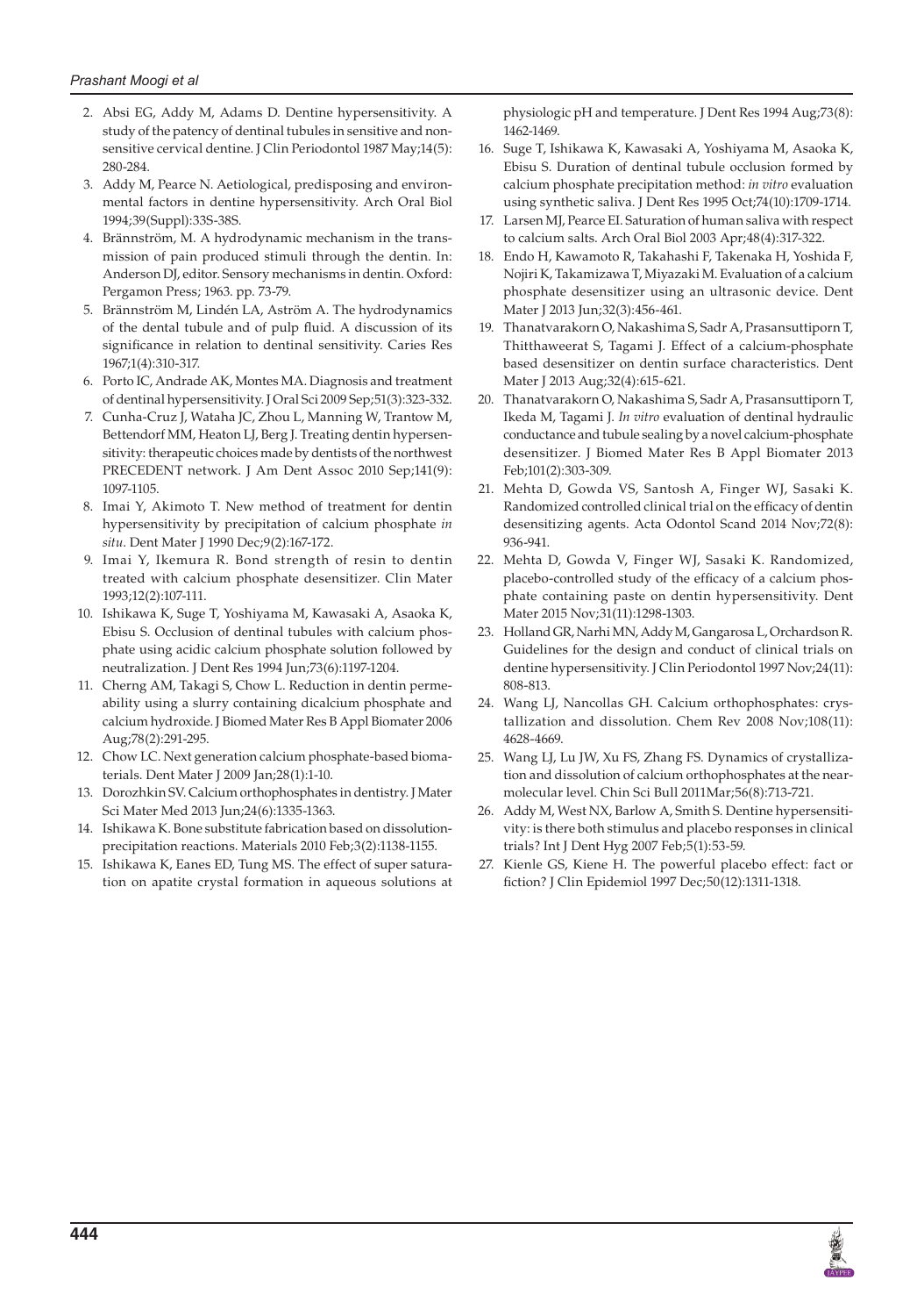2. Absi EG, Addy M, Adams D. Dentine hypersensitivity. A study of the patency of dentinal tubules in sensitive and non-sensitive cervical dentine. J Clin Periodontol 1987 May;14(5): 280-284.
3. Addy M, Pearce N. Aetiological, predisposing and environmental factors in dentine hypersensitivity. Arch Oral Biol 1994;39(Suppl):33S-38S.
4. Brännström, M. A hydrodynamic mechanism in the transmission of pain produced stimuli through the dentin. In: Anderson DJ, editor. Sensory mechanisms in dentin. Oxford: Pergamon Press; 1963. pp. 73-79.
5. Brännström M, Lindén LA, Aström A. The hydrodynamics of the dental tubule and of pulp fluid. A discussion of its significance in relation to dentinal sensitivity. Caries Res 1967;1(4):310-317.
6. Porto IC, Andrade AK, Montes MA. Diagnosis and treatment of dentinal hypersensitivity. J Oral Sci 2009 Sep;51(3):323-332.
7. Cunha-Cruz J, Wataha JC, Zhou L, Manning W, Trantow M, Bettendorf MM, Heaton LJ, Berg J. Treating dentin hypersensitivity: therapeutic choices made by dentists of the northwest PRECEDENT network. J Am Dent Assoc 2010 Sep;141(9): 1097-1105.
8. Imai Y, Akimoto T. New method of treatment for dentin hypersensitivity by precipitation of calcium phosphate *in situ*. Dent Mater J 1990 Dec;9(2):167-172.
9. Imai Y, Ikemura R. Bond strength of resin to dentin treated with calcium phosphate desensitizer. Clin Mater 1993;12(2):107-111.
10. Ishikawa K, Suge T, Yoshiyama M, Kawasaki A, Asaoka K, Ebisu S. Occlusion of dentinal tubules with calcium phosphate using acidic calcium phosphate solution followed by neutralization. J Dent Res 1994 Jun;73(6):1197-1204.
11. Cherng AM, Takagi S, Chow L. Reduction in dentin permeability using a slurry containing dicalcium phosphate and calcium hydroxide. J Biomed Mater Res B Appl Biomater 2006 Aug;78(2):291-295.
12. Chow LC. Next generation calcium phosphate-based biomaterials. Dent Mater J 2009 Jan;28(1):1-10.
13. Dorozhkin SV. Calcium orthophosphates in dentistry. J Mater Sci Mater Med 2013 Jun;24(6):1335-1363.
14. Ishikawa K. Bone substitute fabrication based on dissolution-precipitation reactions. Materials 2010 Feb;3(2):1138-1155.
15. Ishikawa K, Eanes ED, Tung MS. The effect of super saturation on apatite crystal formation in aqueous solutions at physiologic pH and temperature. J Dent Res 1994 Aug;73(8): 1462-1469.
16. Suge T, Ishikawa K, Kawasaki A, Yoshiyama M, Asaoka K, Ebisu S. Duration of dentinal tubule occlusion formed by calcium phosphate precipitation method: *in vitro* evaluation using synthetic saliva. J Dent Res 1995 Oct;74(10):1709-1714.
17. Larsen MJ, Pearce EI. Saturation of human saliva with respect to calcium salts. Arch Oral Biol 2003 Apr;48(4):317-322.
18. Endo H, Kawamoto R, Takahashi F, Takenaka H, Yoshida F, Nojiri K, Takamizawa T, Miyazaki M. Evaluation of a calcium phosphate desensitizer using an ultrasonic device. Dent Mater J 2013 Jun;32(3):456-461.
19. Thanatvarakorn O, Nakashima S, Sadr A, Prasansuttiporn T, Thitthaweerat S, Tagami J. Effect of a calcium-phosphate based desensitizer on dentin surface characteristics. Dent Mater J 2013 Aug;32(4):615-621.
20. Thanatvarakorn O, Nakashima S, Sadr A, Prasansuttiporn T, Ikeda M, Tagami J. *In vitro* evaluation of dentinal hydraulic conductance and tubule sealing by a novel calcium-phosphate desensitizer. J Biomed Mater Res B Appl Biomater 2013 Feb;101(2):303-309.
21. Mehta D, Gowda VS, Santosh A, Finger WJ, Sasaki K. Randomized controlled clinical trial on the efficacy of dentin desensitizing agents. Acta Odontol Scand 2014 Nov;72(8): 936-941.
22. Mehta D, Gowda V, Finger WJ, Sasaki K. Randomized, placebo-controlled study of the efficacy of a calcium phosphate containing paste on dentin hypersensitivity. Dent Mater 2015 Nov;31(11):1298-1303.
23. Holland GR, Narhi MN, Addy M, Gangarosa L, Orchardson R. Guidelines for the design and conduct of clinical trials on dentine hypersensitivity. J Clin Periodontol 1997 Nov;24(11): 808-813.
24. Wang LJ, Nancollas GH. Calcium orthophosphates: crystallization and dissolution. Chem Rev 2008 Nov;108(11): 4628-4669.
25. Wang LJ, Lu JW, Xu FS, Zhang FS. Dynamics of crystallization and dissolution of calcium orthophosphates at the near-molecular level. Chin Sci Bull 2011Mar;56(8):713-721.
26. Addy M, West NX, Barlow A, Smith S. Dentine hypersensitivity: is there both stimulus and placebo responses in clinical trials? Int J Dent Hyg 2007 Feb;5(1):53-59.
27. Kienle GS, Kiene H. The powerful placebo effect: fact or fiction? J Clin Epidemiol 1997 Dec;50(12):1311-1318.